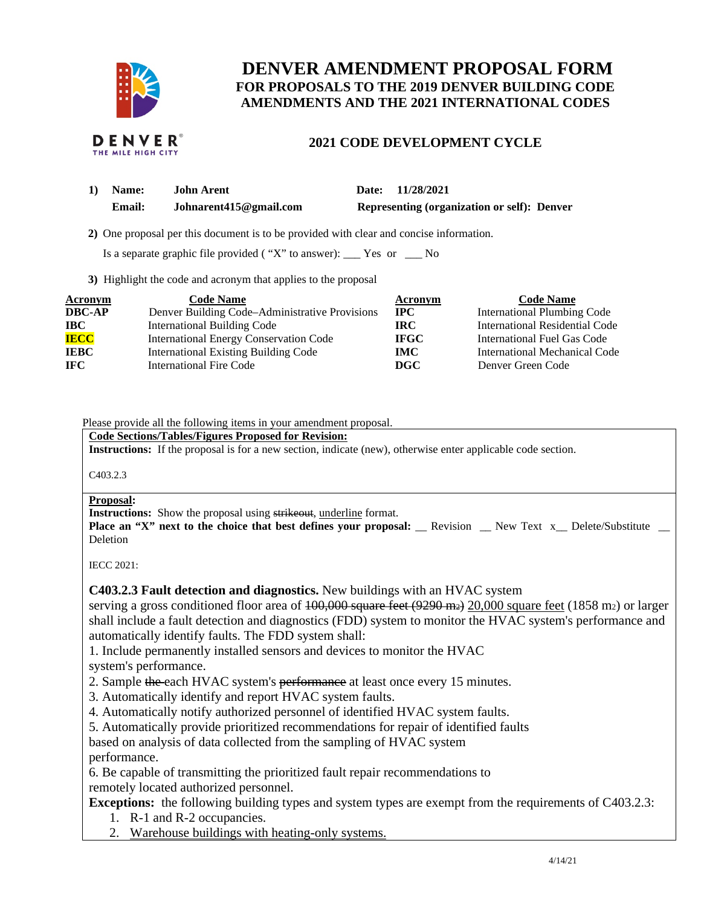# DENVER AMENDMENT PROPOSAL FORM

## FOR PROPOSALS TO THE 2019 DENVER BUILDING CODE AMENDMENTS AND THE 2021 INTERNATIONAL CODES

## 2021 CODE DEVELOPMENT CYCLE

**1) Name:** John Arent **Date:** 11/28/2021

**Email:** Johnarent415@gmail.com **Representing (organization or self):** Denver

**2)** One proposal per this document is to be provided with clear and concise information.

Is a separate graphic file provided ( "X" to answer): ___ Yes or ___ No

**3)** Highlight the code and acronym that applies to the proposal

| Acronym | Code Name | Acronym | Code Name |
|---|---|---|---|
| **DBC-AP** | Denver Building Code–Administrative Provisions | **IPC** | International Plumbing Code |
| **IBC** | International Building Code | **IRC** | International Residential Code |
| **IECC** | International Energy Conservation Code | **IFGC** | International Fuel Gas Code |
| **IEBC** | International Existing Building Code | **IMC** | International Mechanical Code |
| **IFC** | International Fire Code | **DGC** | Denver Green Code |

Please provide all the following items in your amendment proposal.

**Code Sections/Tables/Figures Proposed for Revision:**

**Instructions:** If the proposal is for a new section, indicate (new), otherwise enter applicable code section.

C403.2.3

**Proposal:**

**Instructions:** Show the proposal using ~~strikeout~~, <u>underline</u> format.

**Place an "X" next to the choice that best defines your proposal:** __ Revision __ New Text x__ Delete/Substitute __ Deletion

IECC 2021:

**C403.2.3 Fault detection and diagnostics.** New buildings with an HVAC system serving a gross conditioned floor area of ~~100,000 square feet (9290 m2)~~ <u>20,000 square feet</u> (1858 m2) or larger shall include a fault detection and diagnostics (FDD) system to monitor the HVAC system's performance and automatically identify faults. The FDD system shall:

1. Include permanently installed sensors and devices to monitor the HVAC system's performance.
2. Sample ~~the~~ each HVAC system's ~~performance~~ at least once every 15 minutes.
3. Automatically identify and report HVAC system faults.
4. Automatically notify authorized personnel of identified HVAC system faults.
5. Automatically provide prioritized recommendations for repair of identified faults based on analysis of data collected from the sampling of HVAC system performance.
6. Be capable of transmitting the prioritized fault repair recommendations to remotely located authorized personnel.

**Exceptions:** the following building types and system types are exempt from the requirements of C403.2.3:

1. R-1 and R-2 occupancies.
2. <u>Warehouse buildings with heating-only systems.</u>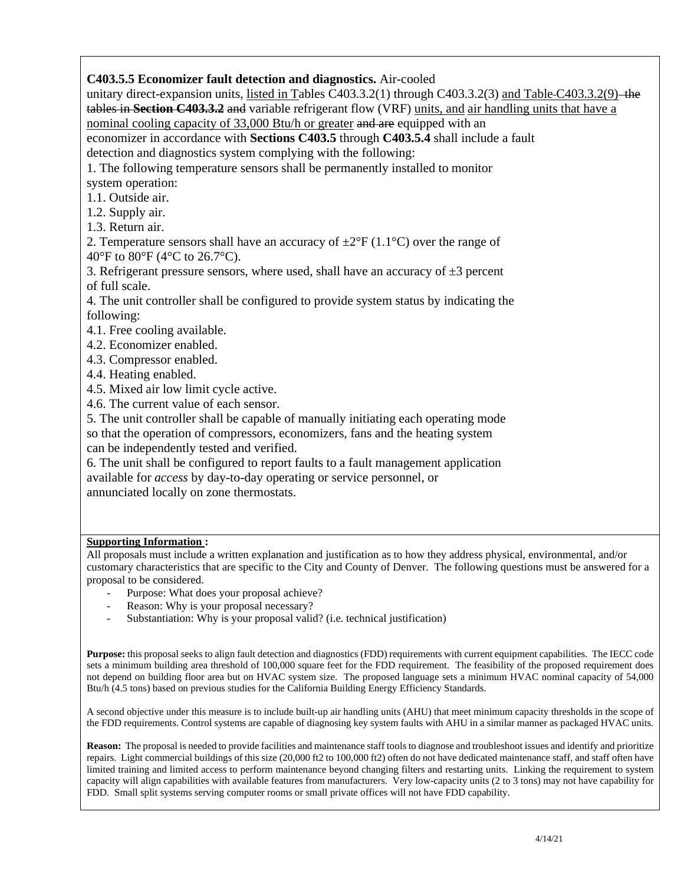**C403.5.5 Economizer fault detection and diagnostics.** Air-cooled unitary direct-expansion units, <u>listed in T</u>ables C403.3.2(1) through C403.3.2(3) <u>and Table</u> ~~-~~<u>C403.3.2(9)</u> ~~the tables in **Section C403.3.2** and~~ variable refrigerant flow (VRF) <u>units, and air handling units that have a nominal cooling capacity of 33,000 Btu/h or greater</u> ~~and are~~ equipped with an economizer in accordance with **Sections C403.5** through **C403.5.4** shall include a fault detection and diagnostics system complying with the following:

1. The following temperature sensors shall be permanently installed to monitor system operation:
   1.1. Outside air.
   1.2. Supply air.
   1.3. Return air.
2. Temperature sensors shall have an accuracy of ±2°F (1.1°C) over the range of 40°F to 80°F (4°C to 26.7°C).
3. Refrigerant pressure sensors, where used, shall have an accuracy of ±3 percent of full scale.
4. The unit controller shall be configured to provide system status by indicating the following:
   4.1. Free cooling available.
   4.2. Economizer enabled.
   4.3. Compressor enabled.
   4.4. Heating enabled.
   4.5. Mixed air low limit cycle active.
   4.6. The current value of each sensor.
5. The unit controller shall be capable of manually initiating each operating mode so that the operation of compressors, economizers, fans and the heating system can be independently tested and verified.
6. The unit shall be configured to report faults to a fault management application available for *access* by day-to-day operating or service personnel, or annunciated locally on zone thermostats.

**<u>Supporting Information</u> :**

All proposals must include a written explanation and justification as to how they address physical, environmental, and/or customary characteristics that are specific to the City and County of Denver. The following questions must be answered for a proposal to be considered.

- Purpose: What does your proposal achieve?
- Reason: Why is your proposal necessary?
- Substantiation: Why is your proposal valid? (i.e. technical justification)

**Purpose:** this proposal seeks to align fault detection and diagnostics (FDD) requirements with current equipment capabilities. The IECC code sets a minimum building area threshold of 100,000 square feet for the FDD requirement. The feasibility of the proposed requirement does not depend on building floor area but on HVAC system size. The proposed language sets a minimum HVAC nominal capacity of 54,000 Btu/h (4.5 tons) based on previous studies for the California Building Energy Efficiency Standards.

A second objective under this measure is to include built-up air handling units (AHU) that meet minimum capacity thresholds in the scope of the FDD requirements. Control systems are capable of diagnosing key system faults with AHU in a similar manner as packaged HVAC units.

**Reason:** The proposal is needed to provide facilities and maintenance staff tools to diagnose and troubleshoot issues and identify and prioritize repairs. Light commercial buildings of this size (20,000 ft2 to 100,000 ft2) often do not have dedicated maintenance staff, and staff often have limited training and limited access to perform maintenance beyond changing filters and restarting units. Linking the requirement to system capacity will align capabilities with available features from manufacturers. Very low-capacity units (2 to 3 tons) may not have capability for FDD. Small split systems serving computer rooms or small private offices will not have FDD capability.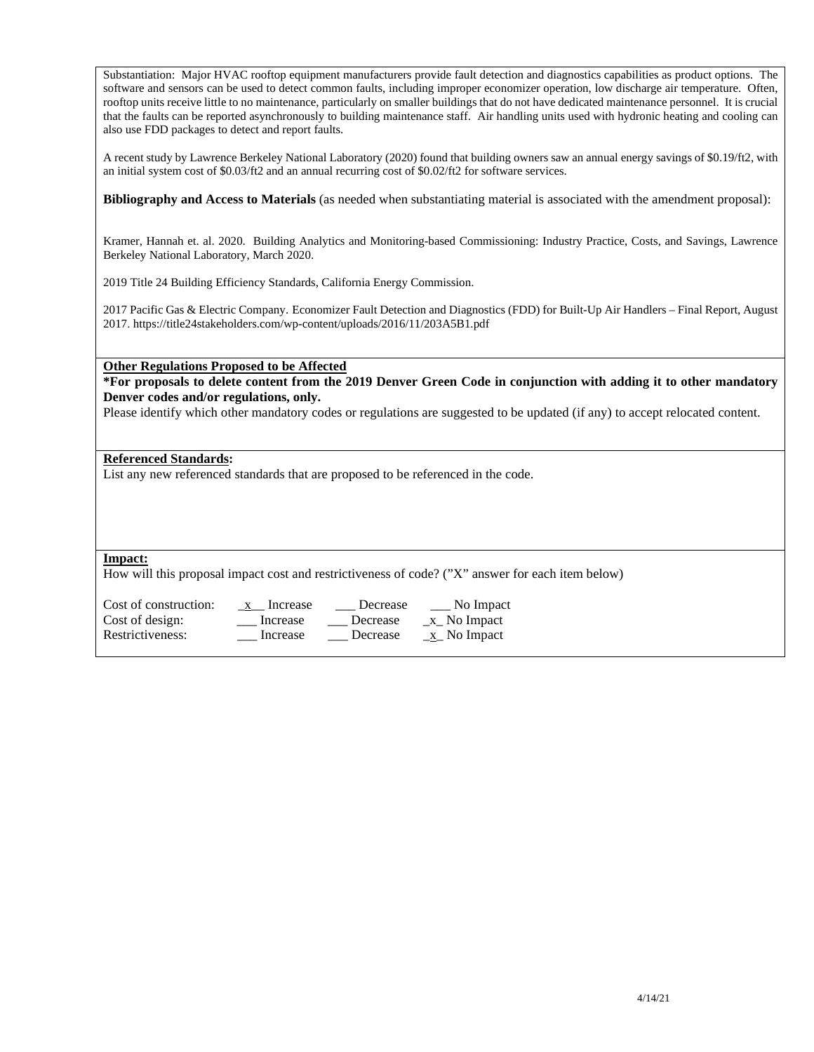Substantiation: Major HVAC rooftop equipment manufacturers provide fault detection and diagnostics capabilities as product options. The software and sensors can be used to detect common faults, including improper economizer operation, low discharge air temperature. Often, rooftop units receive little to no maintenance, particularly on smaller buildings that do not have dedicated maintenance personnel. It is crucial that the faults can be reported asynchronously to building maintenance staff. Air handling units used with hydronic heating and cooling can also use FDD packages to detect and report faults.

A recent study by Lawrence Berkeley National Laboratory (2020) found that building owners saw an annual energy savings of $0.19/ft2, with an initial system cost of $0.03/ft2 and an annual recurring cost of $0.02/ft2 for software services.

**Bibliography and Access to Materials** (as needed when substantiating material is associated with the amendment proposal):

Kramer, Hannah et. al. 2020. Building Analytics and Monitoring-based Commissioning: Industry Practice, Costs, and Savings, Lawrence Berkeley National Laboratory, March 2020.

2019 Title 24 Building Efficiency Standards, California Energy Commission.

2017 Pacific Gas & Electric Company. Economizer Fault Detection and Diagnostics (FDD) for Built-Up Air Handlers – Final Report, August 2017. https://title24stakeholders.com/wp-content/uploads/2016/11/203A5B1.pdf

**Other Regulations Proposed to be Affected**

**\*For proposals to delete content from the 2019 Denver Green Code in conjunction with adding it to other mandatory Denver codes and/or regulations, only.**

Please identify which other mandatory codes or regulations are suggested to be updated (if any) to accept relocated content.

**Referenced Standards:**

List any new referenced standards that are proposed to be referenced in the code.

**Impact:**

How will this proposal impact cost and restrictiveness of code? ("X" answer for each item below)

| | | | |
|---|---|---|---|
| Cost of construction: | _x__ Increase | ___ Decrease | ___ No Impact |
| Cost of design: | ___ Increase | ___ Decrease | _x_ No Impact |
| Restrictiveness: | ___ Increase | ___ Decrease | _x_ No Impact |